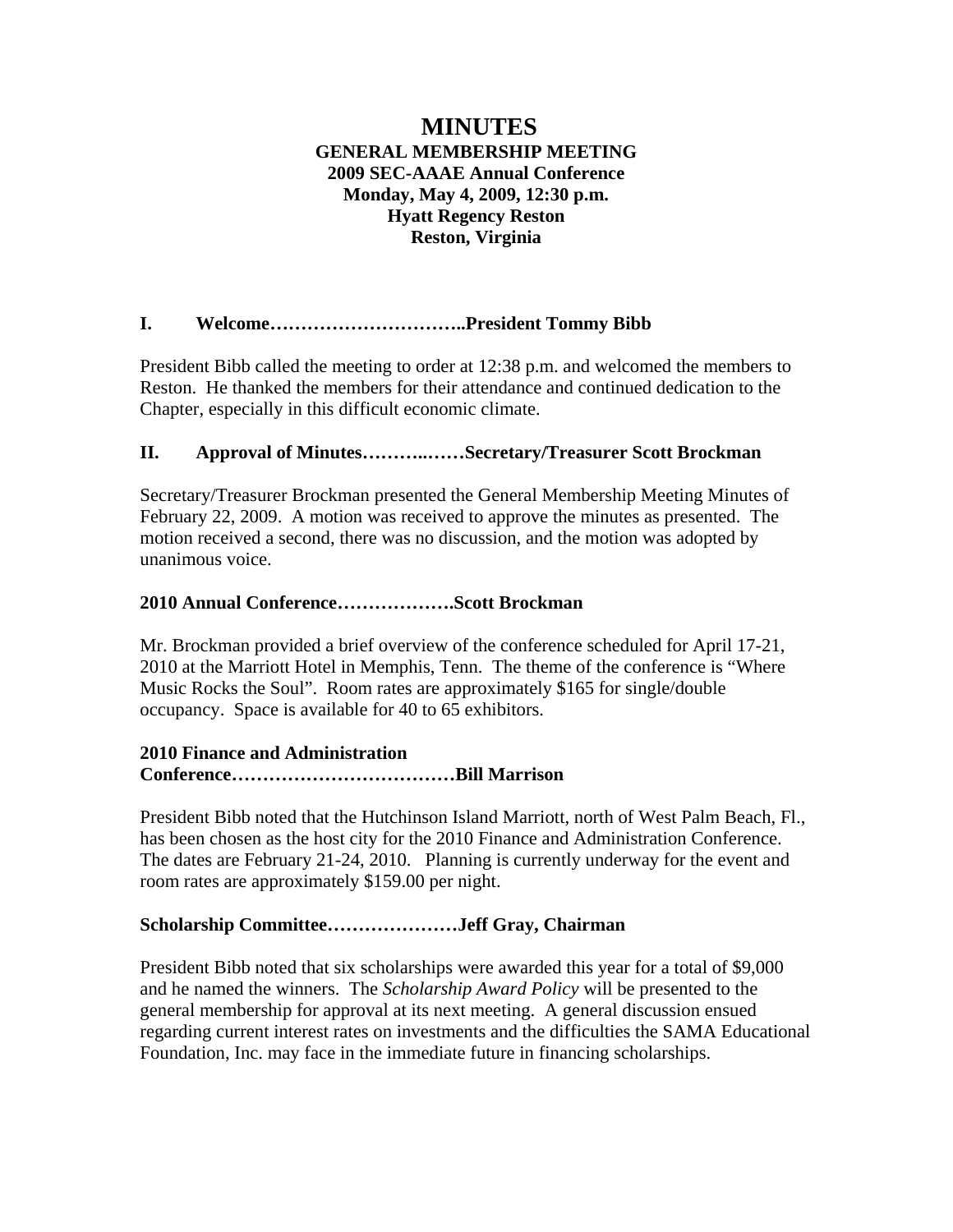# MINUTES

**GENERAL MEMBERSHIP MEETING**
**2009 SEC-AAAE Annual Conference**
**Monday, May 4, 2009, 12:30 p.m.**
**Hyatt Regency Reston**
**Reston, Virginia**

## I. Welcome…………………………..President Tommy Bibb

President Bibb called the meeting to order at 12:38 p.m. and welcomed the members to Reston. He thanked the members for their attendance and continued dedication to the Chapter, especially in this difficult economic climate.

## II. Approval of Minutes………..……Secretary/Treasurer Scott Brockman

Secretary/Treasurer Brockman presented the General Membership Meeting Minutes of February 22, 2009. A motion was received to approve the minutes as presented. The motion received a second, there was no discussion, and the motion was adopted by unanimous voice.

### 2010 Annual Conference……………….Scott Brockman

Mr. Brockman provided a brief overview of the conference scheduled for April 17-21, 2010 at the Marriott Hotel in Memphis, Tenn. The theme of the conference is "Where Music Rocks the Soul". Room rates are approximately $165 for single/double occupancy. Space is available for 40 to 65 exhibitors.

### 2010 Finance and Administration Conference………………………………Bill Marrison

President Bibb noted that the Hutchinson Island Marriott, north of West Palm Beach, Fl., has been chosen as the host city for the 2010 Finance and Administration Conference. The dates are February 21-24, 2010. Planning is currently underway for the event and room rates are approximately $159.00 per night.

### Scholarship Committee…………………Jeff Gray, Chairman

President Bibb noted that six scholarships were awarded this year for a total of $9,000 and he named the winners. The *Scholarship Award Policy* will be presented to the general membership for approval at its next meeting. A general discussion ensued regarding current interest rates on investments and the difficulties the SAMA Educational Foundation, Inc. may face in the immediate future in financing scholarships.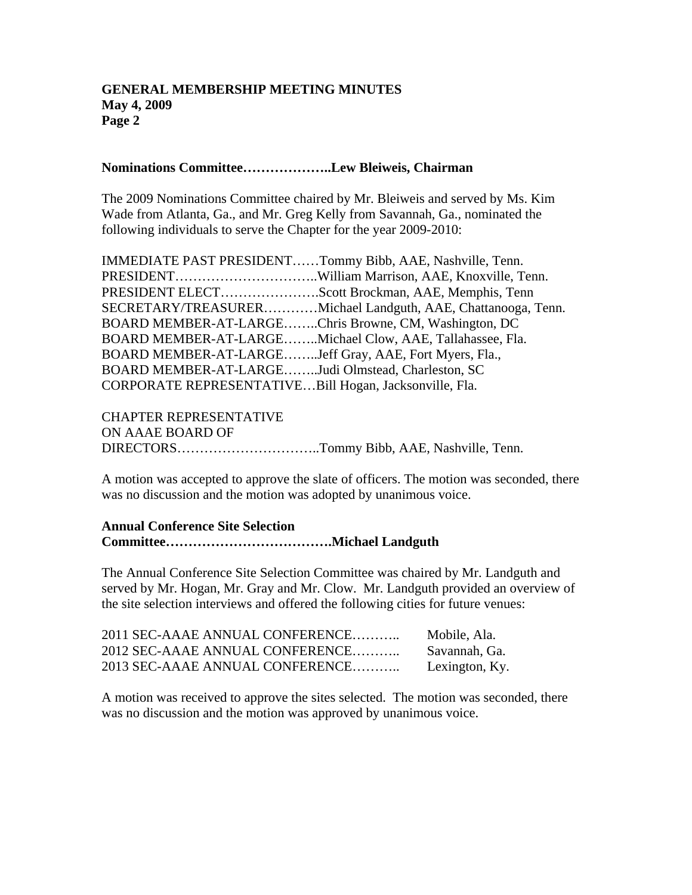**Nominations Committee………………..Lew Bleiweis, Chairman**

The 2009 Nominations Committee chaired by Mr. Bleiweis and served by Ms. Kim Wade from Atlanta, Ga., and Mr. Greg Kelly from Savannah, Ga., nominated the following individuals to serve the Chapter for the year 2009-2010:

IMMEDIATE PAST PRESIDENT……Tommy Bibb, AAE, Nashville, Tenn.
PRESIDENT…………………………..William Marrison, AAE, Knoxville, Tenn.
PRESIDENT ELECT………………….Scott Brockman, AAE, Memphis, Tenn
SECRETARY/TREASURER…………Michael Landguth, AAE, Chattanooga, Tenn.
BOARD MEMBER-AT-LARGE……..Chris Browne, CM, Washington, DC
BOARD MEMBER-AT-LARGE……..Michael Clow, AAE, Tallahassee, Fla.
BOARD MEMBER-AT-LARGE……..Jeff Gray, AAE, Fort Myers, Fla.,
BOARD MEMBER-AT-LARGE……..Judi Olmstead, Charleston, SC
CORPORATE REPRESENTATIVE…Bill Hogan, Jacksonville, Fla.

CHAPTER REPRESENTATIVE
ON AAAE BOARD OF
DIRECTORS…………………………..Tommy Bibb, AAE, Nashville, Tenn.

A motion was accepted to approve the slate of officers. The motion was seconded, there was no discussion and the motion was adopted by unanimous voice.

**Annual Conference Site Selection Committee……………………………….Michael Landguth**

The Annual Conference Site Selection Committee was chaired by Mr. Landguth and served by Mr. Hogan, Mr. Gray and Mr. Clow. Mr. Landguth provided an overview of the site selection interviews and offered the following cities for future venues:

2011 SEC-AAAE ANNUAL CONFERENCE……….. Mobile, Ala.
2012 SEC-AAAE ANNUAL CONFERENCE……….. Savannah, Ga.
2013 SEC-AAAE ANNUAL CONFERENCE……….. Lexington, Ky.

A motion was received to approve the sites selected. The motion was seconded, there was no discussion and the motion was approved by unanimous voice.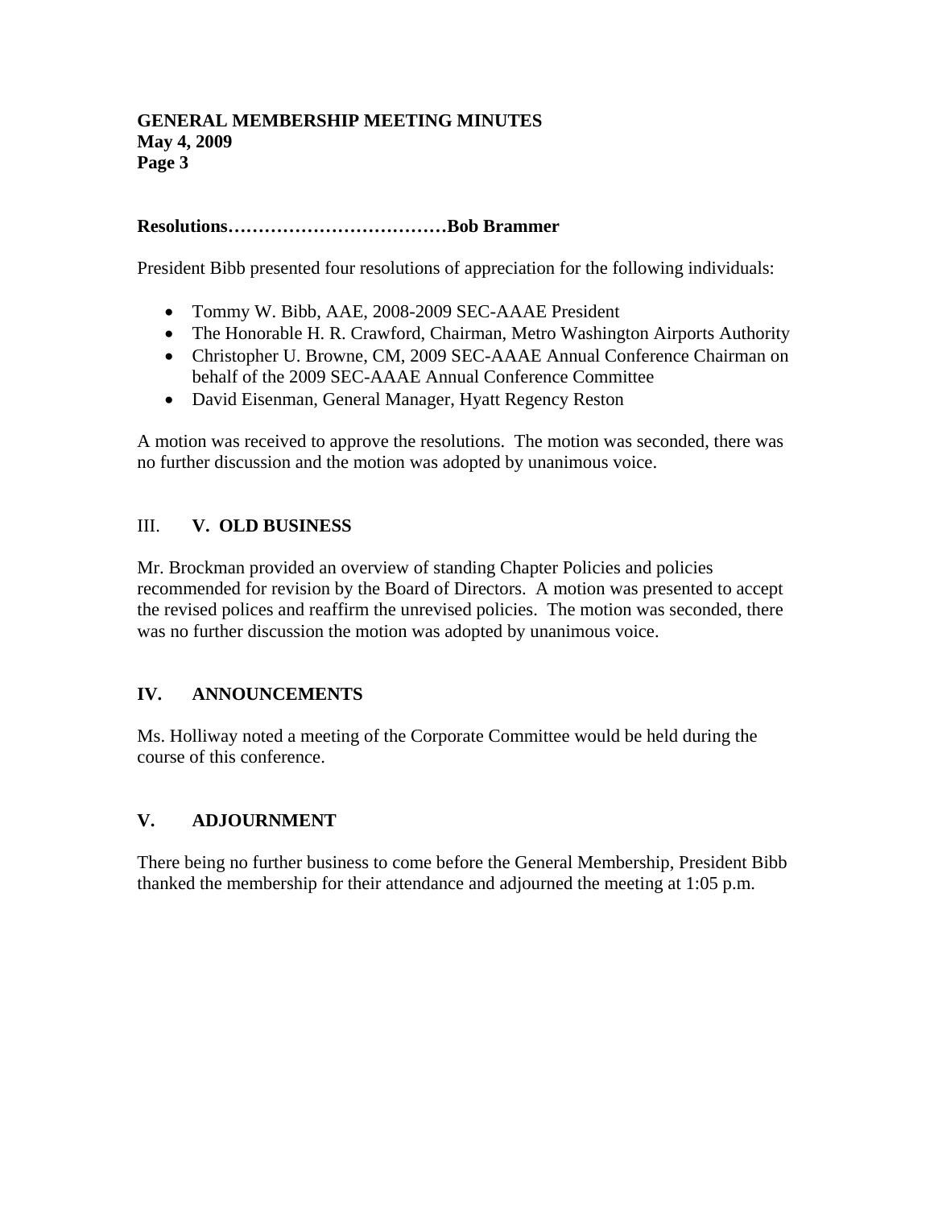**Resolutions………………………………Bob Brammer**

President Bibb presented four resolutions of appreciation for the following individuals:

- Tommy W. Bibb, AAE, 2008-2009 SEC-AAAE President
- The Honorable H. R. Crawford, Chairman, Metro Washington Airports Authority
- Christopher U. Browne, CM, 2009 SEC-AAAE Annual Conference Chairman on behalf of the 2009 SEC-AAAE Annual Conference Committee
- David Eisenman, General Manager, Hyatt Regency Reston

A motion was received to approve the resolutions. The motion was seconded, there was no further discussion and the motion was adopted by unanimous voice.

## III. **V. OLD BUSINESS**

Mr. Brockman provided an overview of standing Chapter Policies and policies recommended for revision by the Board of Directors. A motion was presented to accept the revised polices and reaffirm the unrevised policies. The motion was seconded, there was no further discussion the motion was adopted by unanimous voice.

## IV. ANNOUNCEMENTS

Ms. Holliway noted a meeting of the Corporate Committee would be held during the course of this conference.

## V. ADJOURNMENT

There being no further business to come before the General Membership, President Bibb thanked the membership for their attendance and adjourned the meeting at 1:05 p.m.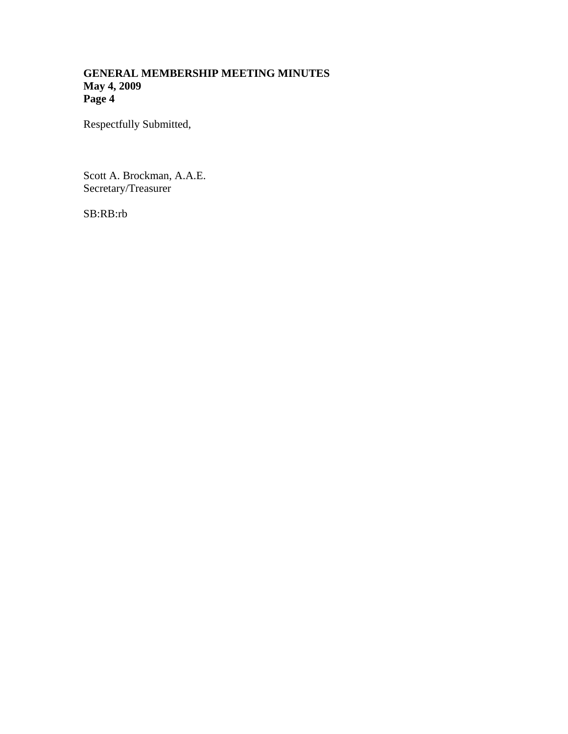Respectfully Submitted,

Scott A. Brockman, A.A.E.
Secretary/Treasurer

SB:RB:rb